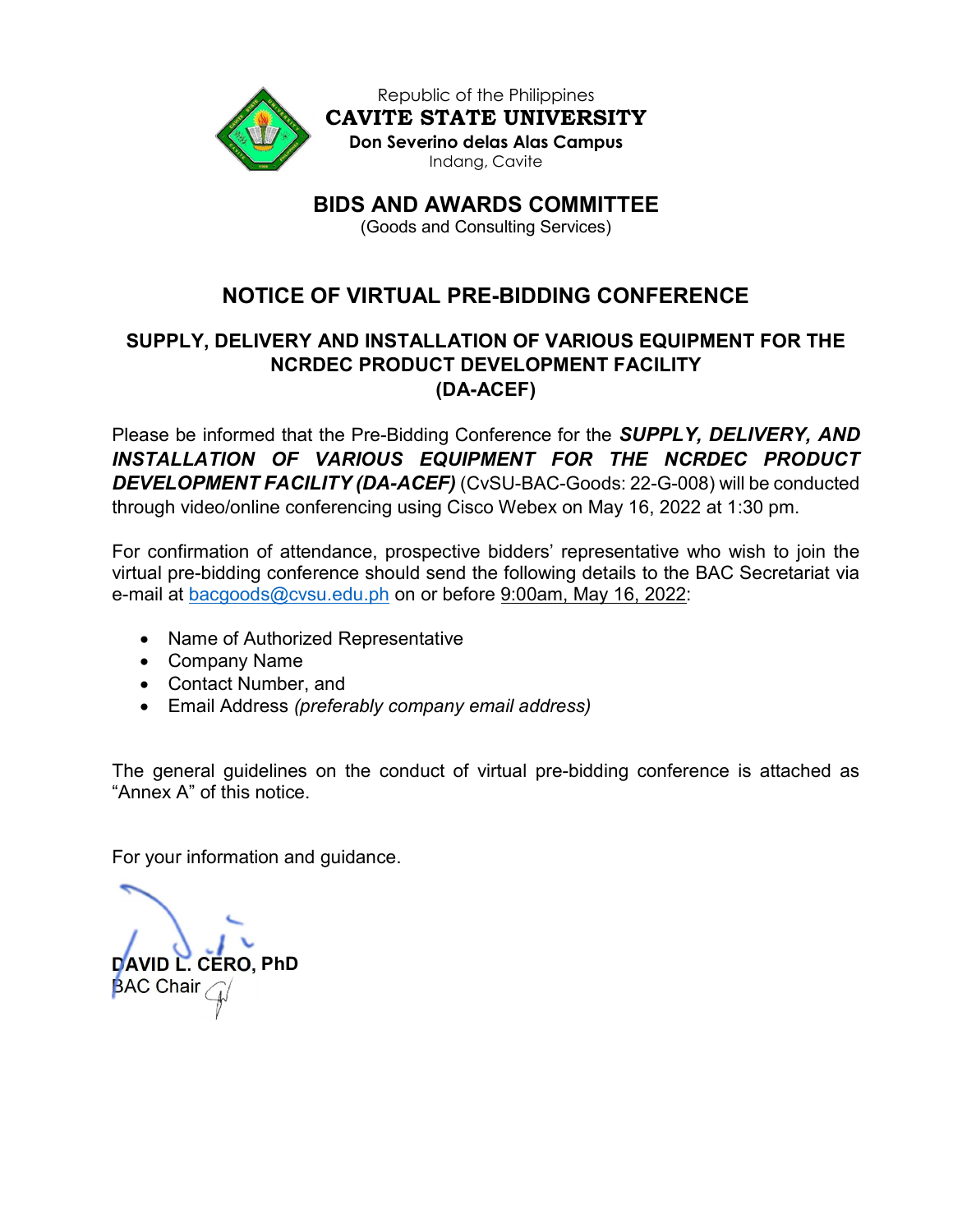Republic of the Philippines
**CAVITE STATE UNIVERSITY**
**Don Severino delas Alas Campus**
Indang, Cavite

## BIDS AND AWARDS COMMITTEE
(Goods and Consulting Services)

# NOTICE OF VIRTUAL PRE-BIDDING CONFERENCE

## SUPPLY, DELIVERY AND INSTALLATION OF VARIOUS EQUIPMENT FOR THE NCRDEC PRODUCT DEVELOPMENT FACILITY (DA-ACEF)

Please be informed that the Pre-Bidding Conference for the ***SUPPLY, DELIVERY, AND INSTALLATION OF VARIOUS EQUIPMENT FOR THE NCRDEC PRODUCT DEVELOPMENT FACILITY (DA-ACEF)*** (CvSU-BAC-Goods: 22-G-008) will be conducted through video/online conferencing using Cisco Webex on May 16, 2022 at 1:30 pm.

For confirmation of attendance, prospective bidders' representative who wish to join the virtual pre-bidding conference should send the following details to the BAC Secretariat via e-mail at bacgoods@cvsu.edu.ph on or before 9:00am, May 16, 2022:

- Name of Authorized Representative
- Company Name
- Contact Number, and
- Email Address *(preferably company email address)*

The general guidelines on the conduct of virtual pre-bidding conference is attached as "Annex A" of this notice.

For your information and guidance.

**DAVID L. CERO, PhD**
BAC Chair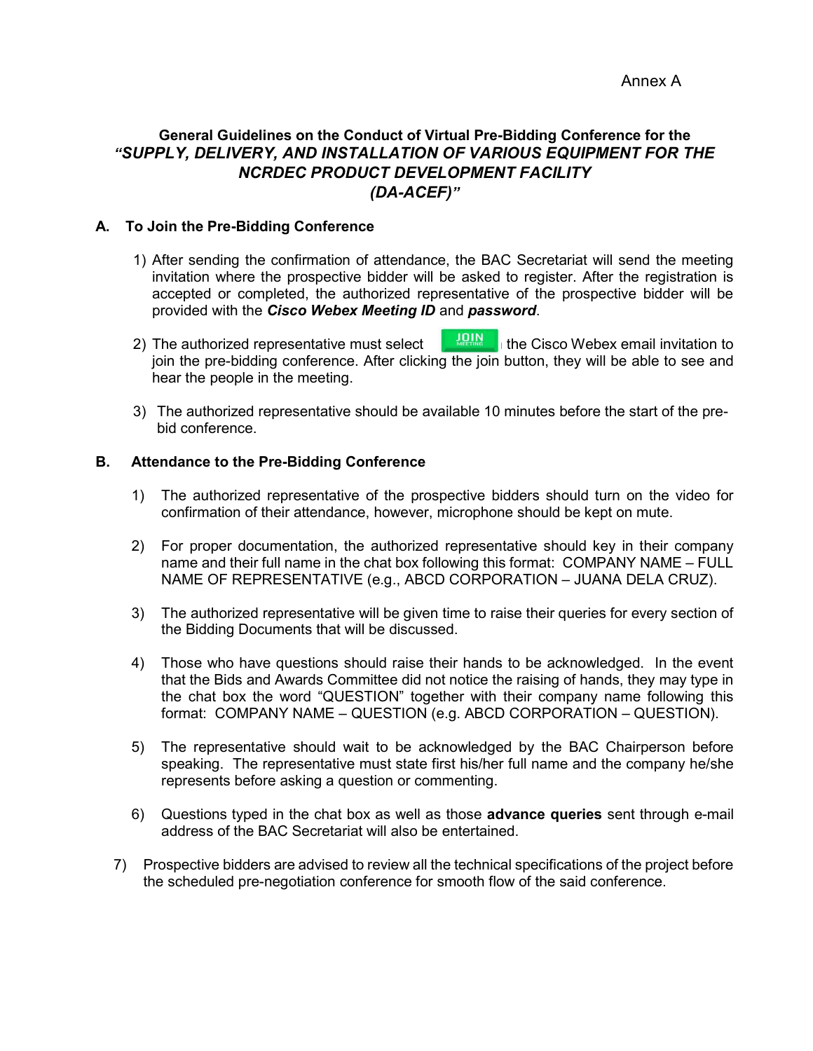Annex A

## General Guidelines on the Conduct of Virtual Pre-Bidding Conference for the *"SUPPLY, DELIVERY, AND INSTALLATION OF VARIOUS EQUIPMENT FOR THE NCRDEC PRODUCT DEVELOPMENT FACILITY (DA-ACEF)"*

### A. To Join the Pre-Bidding Conference

1) After sending the confirmation of attendance, the BAC Secretariat will send the meeting invitation where the prospective bidder will be asked to register. After the registration is accepted or completed, the authorized representative of the prospective bidder will be provided with the ***Cisco Webex Meeting ID*** and ***password***.

2) The authorized representative must select JOIN MEETING the Cisco Webex email invitation to join the pre-bidding conference. After clicking the join button, they will be able to see and hear the people in the meeting.

3) The authorized representative should be available 10 minutes before the start of the pre-bid conference.

### B. Attendance to the Pre-Bidding Conference

1) The authorized representative of the prospective bidders should turn on the video for confirmation of their attendance, however, microphone should be kept on mute.

2) For proper documentation, the authorized representative should key in their company name and their full name in the chat box following this format: COMPANY NAME – FULL NAME OF REPRESENTATIVE (e.g., ABCD CORPORATION – JUANA DELA CRUZ).

3) The authorized representative will be given time to raise their queries for every section of the Bidding Documents that will be discussed.

4) Those who have questions should raise their hands to be acknowledged. In the event that the Bids and Awards Committee did not notice the raising of hands, they may type in the chat box the word "QUESTION" together with their company name following this format: COMPANY NAME – QUESTION (e.g. ABCD CORPORATION – QUESTION).

5) The representative should wait to be acknowledged by the BAC Chairperson before speaking. The representative must state first his/her full name and the company he/she represents before asking a question or commenting.

6) Questions typed in the chat box as well as those **advance queries** sent through e-mail address of the BAC Secretariat will also be entertained.

7) Prospective bidders are advised to review all the technical specifications of the project before the scheduled pre-negotiation conference for smooth flow of the said conference.